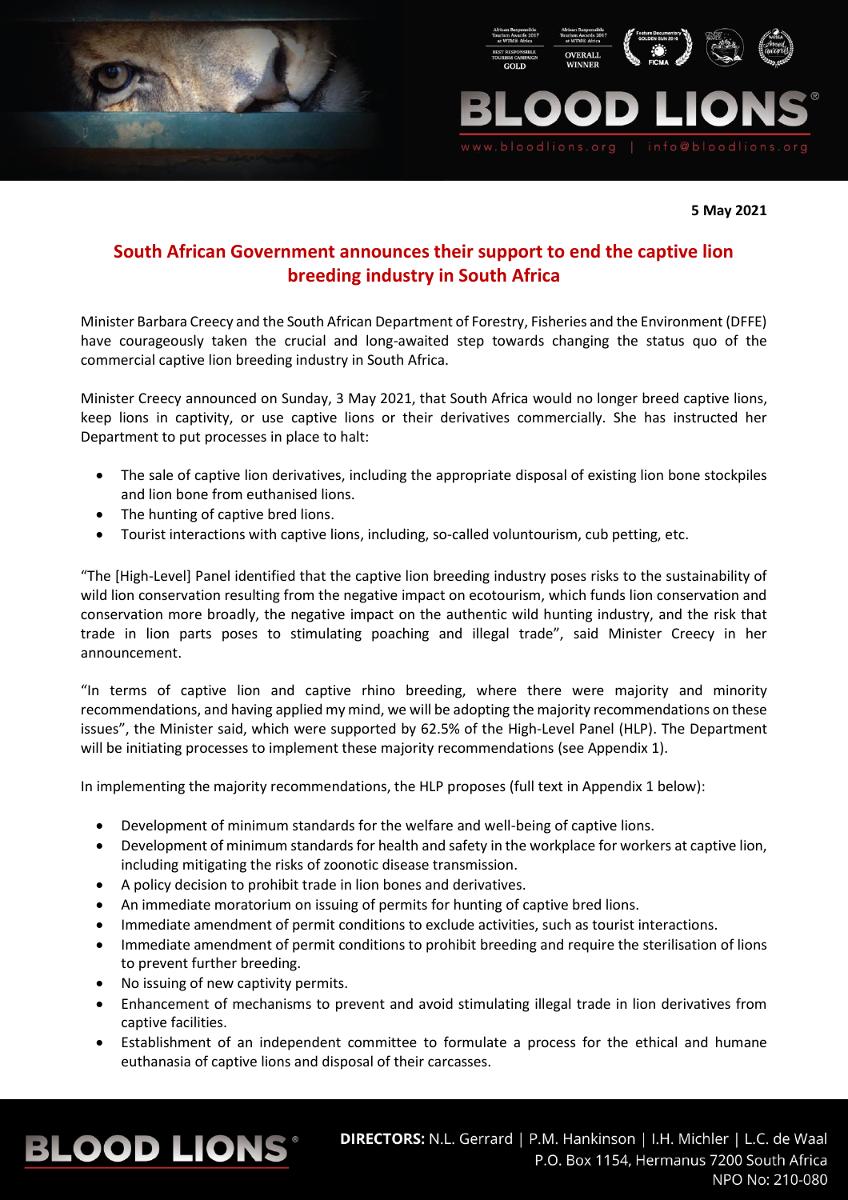**5 May 2021**

## South African Government announces their support to end the captive lion breeding industry in South Africa

Minister Barbara Creecy and the South African Department of Forestry, Fisheries and the Environment (DFFE) have courageously taken the crucial and long-awaited step towards changing the status quo of the commercial captive lion breeding industry in South Africa.

Minister Creecy announced on Sunday, 3 May 2021, that South Africa would no longer breed captive lions, keep lions in captivity, or use captive lions or their derivatives commercially. She has instructed her Department to put processes in place to halt:

- The sale of captive lion derivatives, including the appropriate disposal of existing lion bone stockpiles and lion bone from euthanised lions.
- The hunting of captive bred lions.
- Tourist interactions with captive lions, including, so-called voluntourism, cub petting, etc.

"The [High-Level] Panel identified that the captive lion breeding industry poses risks to the sustainability of wild lion conservation resulting from the negative impact on ecotourism, which funds lion conservation and conservation more broadly, the negative impact on the authentic wild hunting industry, and the risk that trade in lion parts poses to stimulating poaching and illegal trade", said Minister Creecy in her announcement.

"In terms of captive lion and captive rhino breeding, where there were majority and minority recommendations, and having applied my mind, we will be adopting the majority recommendations on these issues", the Minister said, which were supported by 62.5% of the High-Level Panel (HLP). The Department will be initiating processes to implement these majority recommendations (see Appendix 1).

In implementing the majority recommendations, the HLP proposes (full text in Appendix 1 below):

- Development of minimum standards for the welfare and well-being of captive lions.
- Development of minimum standards for health and safety in the workplace for workers at captive lion, including mitigating the risks of zoonotic disease transmission.
- A policy decision to prohibit trade in lion bones and derivatives.
- An immediate moratorium on issuing of permits for hunting of captive bred lions.
- Immediate amendment of permit conditions to exclude activities, such as tourist interactions.
- Immediate amendment of permit conditions to prohibit breeding and require the sterilisation of lions to prevent further breeding.
- No issuing of new captivity permits.
- Enhancement of mechanisms to prevent and avoid stimulating illegal trade in lion derivatives from captive facilities.
- Establishment of an independent committee to formulate a process for the ethical and humane euthanasia of captive lions and disposal of their carcasses.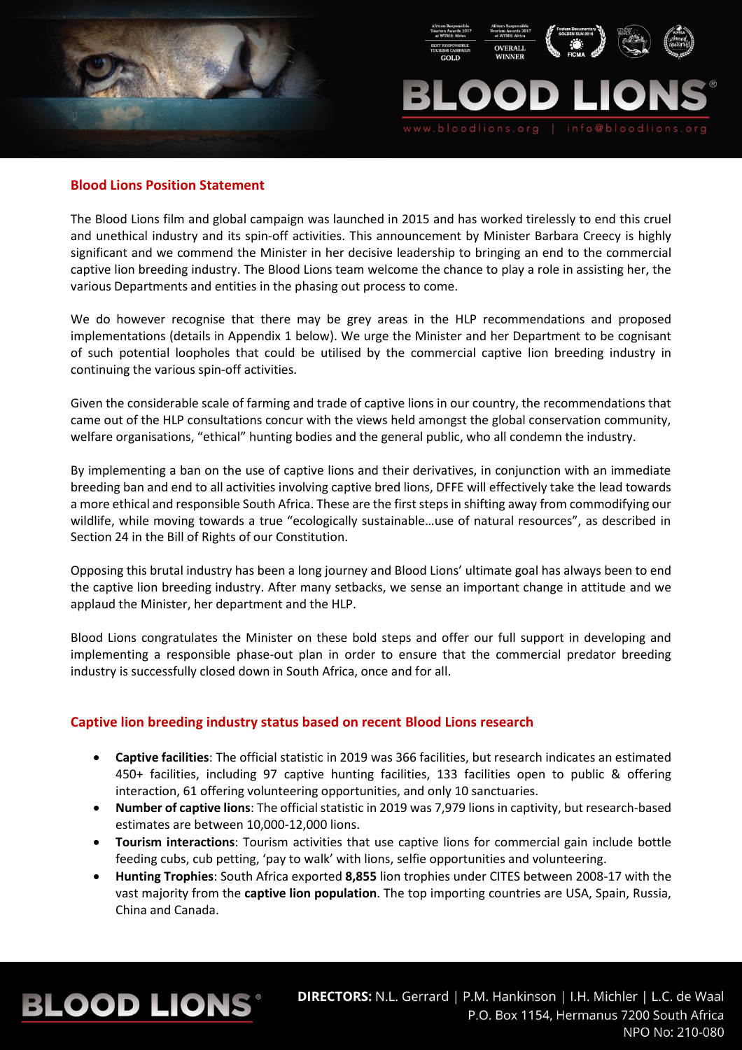## Blood Lions Position Statement

The Blood Lions film and global campaign was launched in 2015 and has worked tirelessly to end this cruel and unethical industry and its spin-off activities. This announcement by Minister Barbara Creecy is highly significant and we commend the Minister in her decisive leadership to bringing an end to the commercial captive lion breeding industry. The Blood Lions team welcome the chance to play a role in assisting her, the various Departments and entities in the phasing out process to come.

We do however recognise that there may be grey areas in the HLP recommendations and proposed implementations (details in Appendix 1 below). We urge the Minister and her Department to be cognisant of such potential loopholes that could be utilised by the commercial captive lion breeding industry in continuing the various spin-off activities.

Given the considerable scale of farming and trade of captive lions in our country, the recommendations that came out of the HLP consultations concur with the views held amongst the global conservation community, welfare organisations, "ethical" hunting bodies and the general public, who all condemn the industry.

By implementing a ban on the use of captive lions and their derivatives, in conjunction with an immediate breeding ban and end to all activities involving captive bred lions, DFFE will effectively take the lead towards a more ethical and responsible South Africa. These are the first steps in shifting away from commodifying our wildlife, while moving towards a true "ecologically sustainable…use of natural resources", as described in Section 24 in the Bill of Rights of our Constitution.

Opposing this brutal industry has been a long journey and Blood Lions' ultimate goal has always been to end the captive lion breeding industry. After many setbacks, we sense an important change in attitude and we applaud the Minister, her department and the HLP.

Blood Lions congratulates the Minister on these bold steps and offer our full support in developing and implementing a responsible phase-out plan in order to ensure that the commercial predator breeding industry is successfully closed down in South Africa, once and for all.

## Captive lion breeding industry status based on recent Blood Lions research

- **Captive facilities**: The official statistic in 2019 was 366 facilities, but research indicates an estimated 450+ facilities, including 97 captive hunting facilities, 133 facilities open to public & offering interaction, 61 offering volunteering opportunities, and only 10 sanctuaries.
- **Number of captive lions**: The official statistic in 2019 was 7,979 lions in captivity, but research-based estimates are between 10,000-12,000 lions.
- **Tourism interactions**: Tourism activities that use captive lions for commercial gain include bottle feeding cubs, cub petting, 'pay to walk' with lions, selfie opportunities and volunteering.
- **Hunting Trophies**: South Africa exported **8,855** lion trophies under CITES between 2008-17 with the vast majority from the **captive lion population**. The top importing countries are USA, Spain, Russia, China and Canada.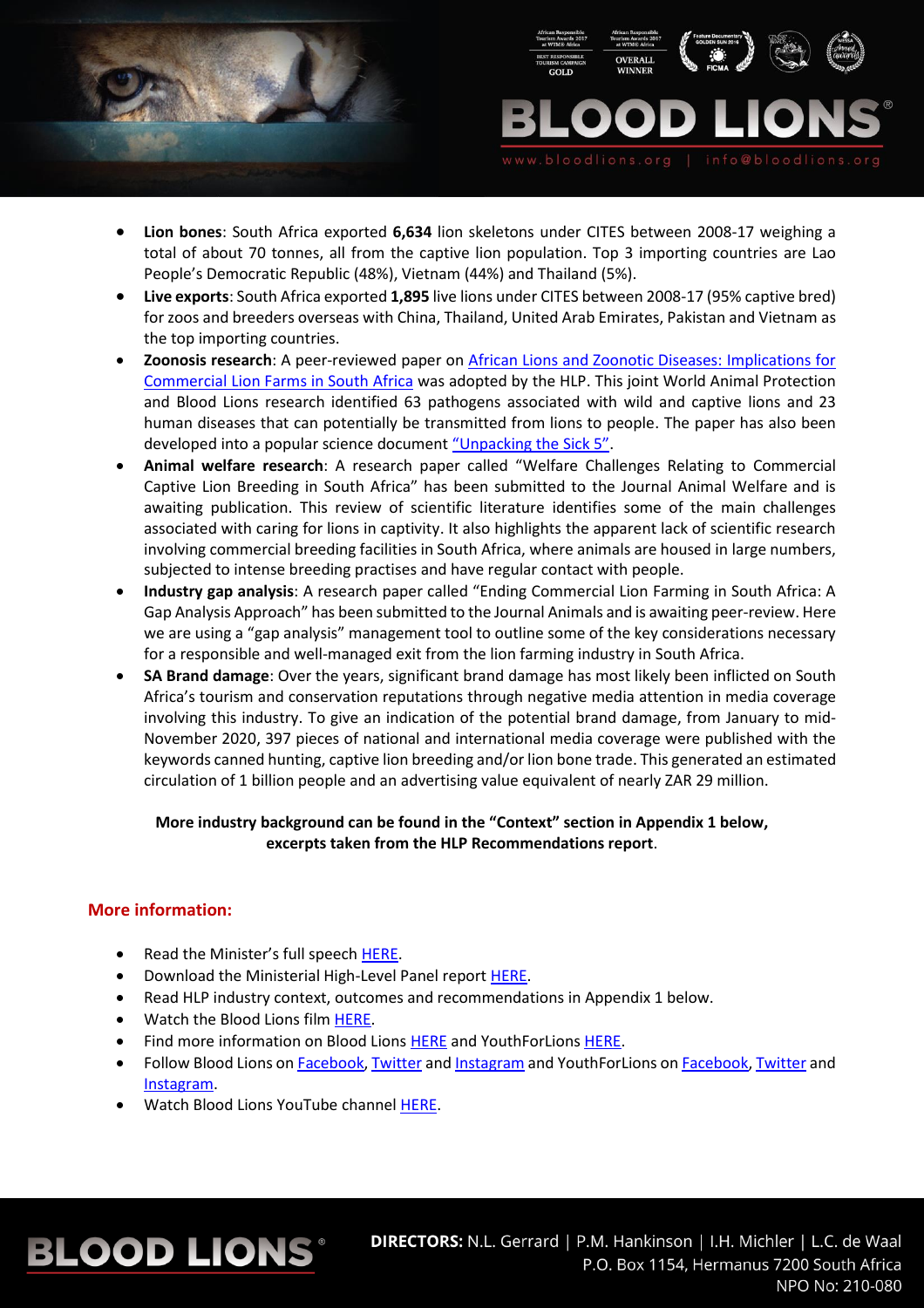- **Lion bones**: South Africa exported **6,634** lion skeletons under CITES between 2008-17 weighing a total of about 70 tonnes, all from the captive lion population. Top 3 importing countries are Lao People's Democratic Republic (48%), Vietnam (44%) and Thailand (5%).
- **Live exports**: South Africa exported **1,895** live lions under CITES between 2008-17 (95% captive bred) for zoos and breeders overseas with China, Thailand, United Arab Emirates, Pakistan and Vietnam as the top importing countries.
- **Zoonosis research**: A peer-reviewed paper on African Lions and Zoonotic Diseases: Implications for Commercial Lion Farms in South Africa was adopted by the HLP. This joint World Animal Protection and Blood Lions research identified 63 pathogens associated with wild and captive lions and 23 human diseases that can potentially be transmitted from lions to people. The paper has also been developed into a popular science document "Unpacking the Sick 5".
- **Animal welfare research**: A research paper called "Welfare Challenges Relating to Commercial Captive Lion Breeding in South Africa" has been submitted to the Journal Animal Welfare and is awaiting publication. This review of scientific literature identifies some of the main challenges associated with caring for lions in captivity. It also highlights the apparent lack of scientific research involving commercial breeding facilities in South Africa, where animals are housed in large numbers, subjected to intense breeding practises and have regular contact with people.
- **Industry gap analysis**: A research paper called "Ending Commercial Lion Farming in South Africa: A Gap Analysis Approach" has been submitted to the Journal Animals and is awaiting peer-review. Here we are using a "gap analysis" management tool to outline some of the key considerations necessary for a responsible and well-managed exit from the lion farming industry in South Africa.
- **SA Brand damage**: Over the years, significant brand damage has most likely been inflicted on South Africa's tourism and conservation reputations through negative media attention in media coverage involving this industry. To give an indication of the potential brand damage, from January to mid-November 2020, 397 pieces of national and international media coverage were published with the keywords canned hunting, captive lion breeding and/or lion bone trade. This generated an estimated circulation of 1 billion people and an advertising value equivalent of nearly ZAR 29 million.

**More industry background can be found in the "Context" section in Appendix 1 below, excerpts taken from the HLP Recommendations report**.

## More information:

- Read the Minister's full speech HERE.
- Download the Ministerial High-Level Panel report HERE.
- Read HLP industry context, outcomes and recommendations in Appendix 1 below.
- Watch the Blood Lions film HERE.
- Find more information on Blood Lions HERE and YouthForLions HERE.
- Follow Blood Lions on Facebook, Twitter and Instagram and YouthForLions on Facebook, Twitter and Instagram.
- Watch Blood Lions YouTube channel HERE.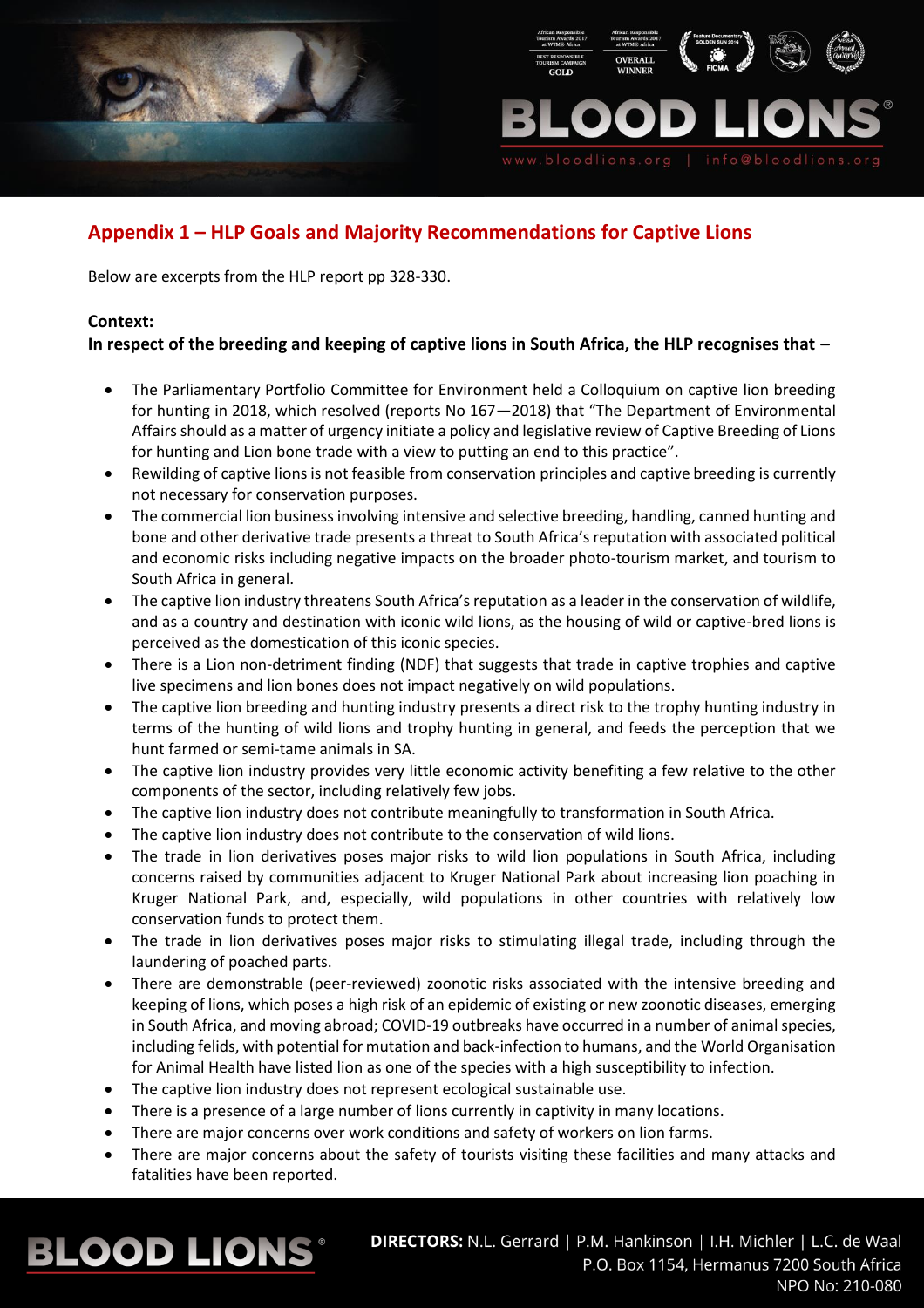## Appendix 1 – HLP Goals and Majority Recommendations for Captive Lions

Below are excerpts from the HLP report pp 328-330.

**Context:**

**In respect of the breeding and keeping of captive lions in South Africa, the HLP recognises that –**

- The Parliamentary Portfolio Committee for Environment held a Colloquium on captive lion breeding for hunting in 2018, which resolved (reports No 167—2018) that "The Department of Environmental Affairs should as a matter of urgency initiate a policy and legislative review of Captive Breeding of Lions for hunting and Lion bone trade with a view to putting an end to this practice".
- Rewilding of captive lions is not feasible from conservation principles and captive breeding is currently not necessary for conservation purposes.
- The commercial lion business involving intensive and selective breeding, handling, canned hunting and bone and other derivative trade presents a threat to South Africa's reputation with associated political and economic risks including negative impacts on the broader photo-tourism market, and tourism to South Africa in general.
- The captive lion industry threatens South Africa's reputation as a leader in the conservation of wildlife, and as a country and destination with iconic wild lions, as the housing of wild or captive-bred lions is perceived as the domestication of this iconic species.
- There is a Lion non-detriment finding (NDF) that suggests that trade in captive trophies and captive live specimens and lion bones does not impact negatively on wild populations.
- The captive lion breeding and hunting industry presents a direct risk to the trophy hunting industry in terms of the hunting of wild lions and trophy hunting in general, and feeds the perception that we hunt farmed or semi-tame animals in SA.
- The captive lion industry provides very little economic activity benefiting a few relative to the other components of the sector, including relatively few jobs.
- The captive lion industry does not contribute meaningfully to transformation in South Africa.
- The captive lion industry does not contribute to the conservation of wild lions.
- The trade in lion derivatives poses major risks to wild lion populations in South Africa, including concerns raised by communities adjacent to Kruger National Park about increasing lion poaching in Kruger National Park, and, especially, wild populations in other countries with relatively low conservation funds to protect them.
- The trade in lion derivatives poses major risks to stimulating illegal trade, including through the laundering of poached parts.
- There are demonstrable (peer-reviewed) zoonotic risks associated with the intensive breeding and keeping of lions, which poses a high risk of an epidemic of existing or new zoonotic diseases, emerging in South Africa, and moving abroad; COVID-19 outbreaks have occurred in a number of animal species, including felids, with potential for mutation and back-infection to humans, and the World Organisation for Animal Health have listed lion as one of the species with a high susceptibility to infection.
- The captive lion industry does not represent ecological sustainable use.
- There is a presence of a large number of lions currently in captivity in many locations.
- There are major concerns over work conditions and safety of workers on lion farms.
- There are major concerns about the safety of tourists visiting these facilities and many attacks and fatalities have been reported.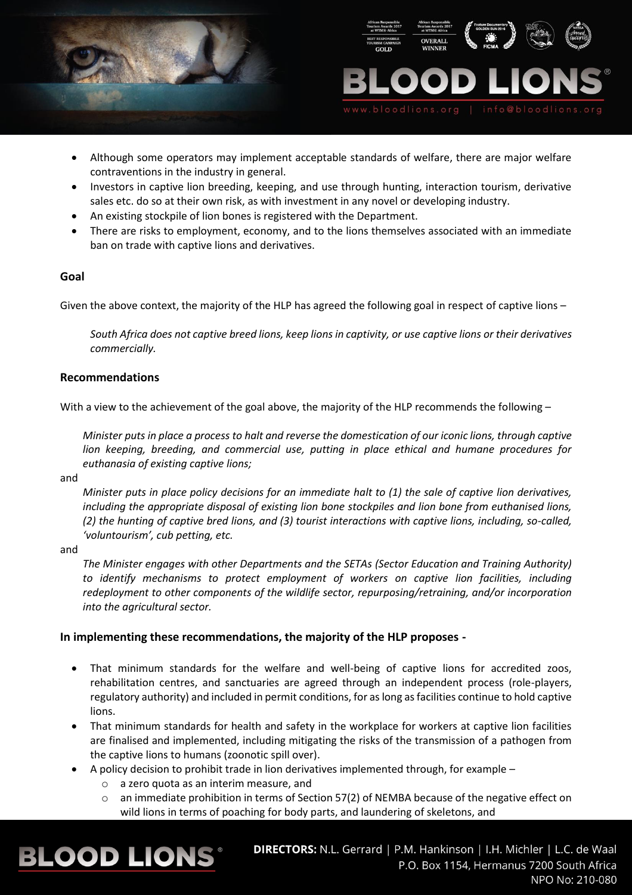- Although some operators may implement acceptable standards of welfare, there are major welfare contraventions in the industry in general.
- Investors in captive lion breeding, keeping, and use through hunting, interaction tourism, derivative sales etc. do so at their own risk, as with investment in any novel or developing industry.
- An existing stockpile of lion bones is registered with the Department.
- There are risks to employment, economy, and to the lions themselves associated with an immediate ban on trade with captive lions and derivatives.

**Goal**

Given the above context, the majority of the HLP has agreed the following goal in respect of captive lions –

> *South Africa does not captive breed lions, keep lions in captivity, or use captive lions or their derivatives commercially.*

**Recommendations**

With a view to the achievement of the goal above, the majority of the HLP recommends the following –

> *Minister puts in place a process to halt and reverse the domestication of our iconic lions, through captive lion keeping, breeding, and commercial use, putting in place ethical and humane procedures for euthanasia of existing captive lions;*

and

> *Minister puts in place policy decisions for an immediate halt to (1) the sale of captive lion derivatives, including the appropriate disposal of existing lion bone stockpiles and lion bone from euthanised lions, (2) the hunting of captive bred lions, and (3) tourist interactions with captive lions, including, so-called, 'voluntourism', cub petting, etc.*

and

> *The Minister engages with other Departments and the SETAs (Sector Education and Training Authority) to identify mechanisms to protect employment of workers on captive lion facilities, including redeployment to other components of the wildlife sector, repurposing/retraining, and/or incorporation into the agricultural sector.*

**In implementing these recommendations, the majority of the HLP proposes -**

- That minimum standards for the welfare and well-being of captive lions for accredited zoos, rehabilitation centres, and sanctuaries are agreed through an independent process (role-players, regulatory authority) and included in permit conditions, for as long as facilities continue to hold captive lions.
- That minimum standards for health and safety in the workplace for workers at captive lion facilities are finalised and implemented, including mitigating the risks of the transmission of a pathogen from the captive lions to humans (zoonotic spill over).
- A policy decision to prohibit trade in lion derivatives implemented through, for example –
  - a zero quota as an interim measure, and
  - an immediate prohibition in terms of Section 57(2) of NEMBA because of the negative effect on wild lions in terms of poaching for body parts, and laundering of skeletons, and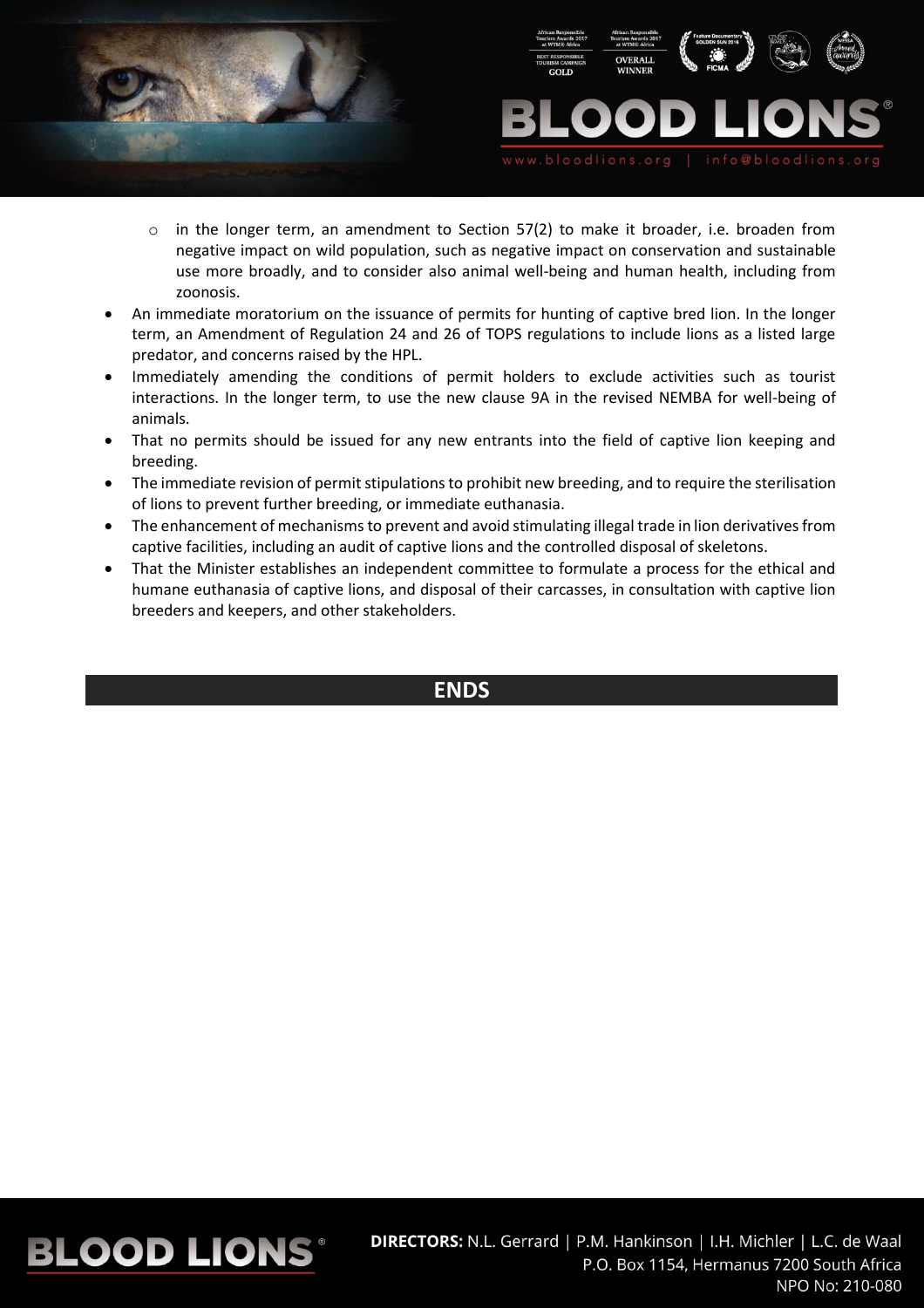- in the longer term, an amendment to Section 57(2) to make it broader, i.e. broaden from negative impact on wild population, such as negative impact on conservation and sustainable use more broadly, and to consider also animal well-being and human health, including from zoonosis.

- An immediate moratorium on the issuance of permits for hunting of captive bred lion. In the longer term, an Amendment of Regulation 24 and 26 of TOPS regulations to include lions as a listed large predator, and concerns raised by the HPL.
- Immediately amending the conditions of permit holders to exclude activities such as tourist interactions. In the longer term, to use the new clause 9A in the revised NEMBA for well-being of animals.
- That no permits should be issued for any new entrants into the field of captive lion keeping and breeding.
- The immediate revision of permit stipulations to prohibit new breeding, and to require the sterilisation of lions to prevent further breeding, or immediate euthanasia.
- The enhancement of mechanisms to prevent and avoid stimulating illegal trade in lion derivatives from captive facilities, including an audit of captive lions and the controlled disposal of skeletons.
- That the Minister establishes an independent committee to formulate a process for the ethical and humane euthanasia of captive lions, and disposal of their carcasses, in consultation with captive lion breeders and keepers, and other stakeholders.

**ENDS**